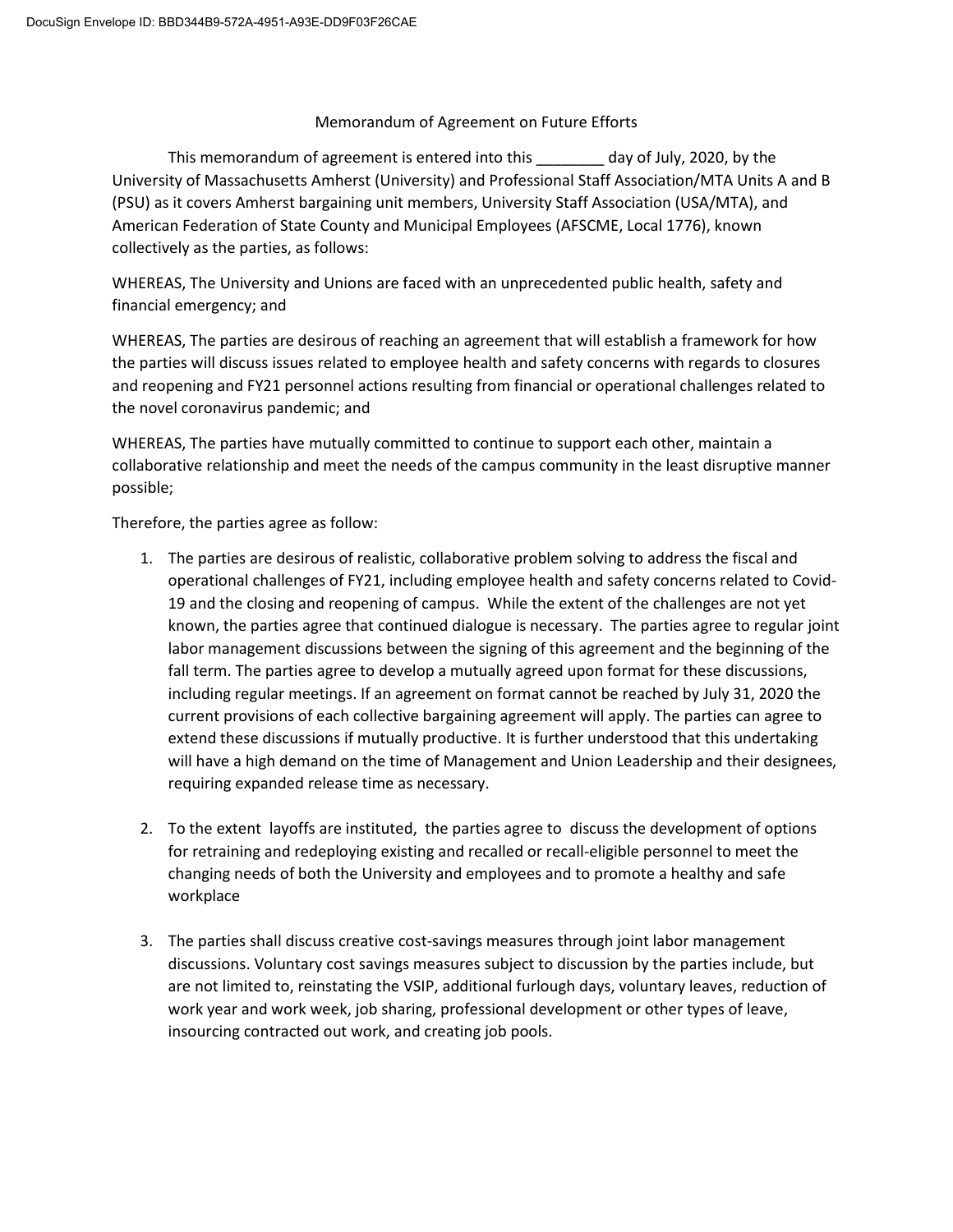DocuSign Envelope ID: BBD344B9-572A-4951-A93E-DD9F03F26CAE

# Memorandum of Agreement on Future Efforts

This memorandum of agreement is entered into this ________ day of July, 2020, by the University of Massachusetts Amherst (University) and Professional Staff Association/MTA Units A and B (PSU) as it covers Amherst bargaining unit members, University Staff Association (USA/MTA), and American Federation of State County and Municipal Employees (AFSCME, Local 1776), known collectively as the parties, as follows:

WHEREAS, The University and Unions are faced with an unprecedented public health, safety and financial emergency; and

WHEREAS, The parties are desirous of reaching an agreement that will establish a framework for how the parties will discuss issues related to employee health and safety concerns with regards to closures and reopening and FY21 personnel actions resulting from financial or operational challenges related to the novel coronavirus pandemic; and

WHEREAS, The parties have mutually committed to continue to support each other, maintain a collaborative relationship and meet the needs of the campus community in the least disruptive manner possible;

Therefore, the parties agree as follow:

1. The parties are desirous of realistic, collaborative problem solving to address the fiscal and operational challenges of FY21, including employee health and safety concerns related to Covid-19 and the closing and reopening of campus. While the extent of the challenges are not yet known, the parties agree that continued dialogue is necessary. The parties agree to regular joint labor management discussions between the signing of this agreement and the beginning of the fall term. The parties agree to develop a mutually agreed upon format for these discussions, including regular meetings. If an agreement on format cannot be reached by July 31, 2020 the current provisions of each collective bargaining agreement will apply. The parties can agree to extend these discussions if mutually productive. It is further understood that this undertaking will have a high demand on the time of Management and Union Leadership and their designees, requiring expanded release time as necessary.

2. To the extent layoffs are instituted, the parties agree to discuss the development of options for retraining and redeploying existing and recalled or recall-eligible personnel to meet the changing needs of both the University and employees and to promote a healthy and safe workplace

3. The parties shall discuss creative cost-savings measures through joint labor management discussions. Voluntary cost savings measures subject to discussion by the parties include, but are not limited to, reinstating the VSIP, additional furlough days, voluntary leaves, reduction of work year and work week, job sharing, professional development or other types of leave, insourcing contracted out work, and creating job pools.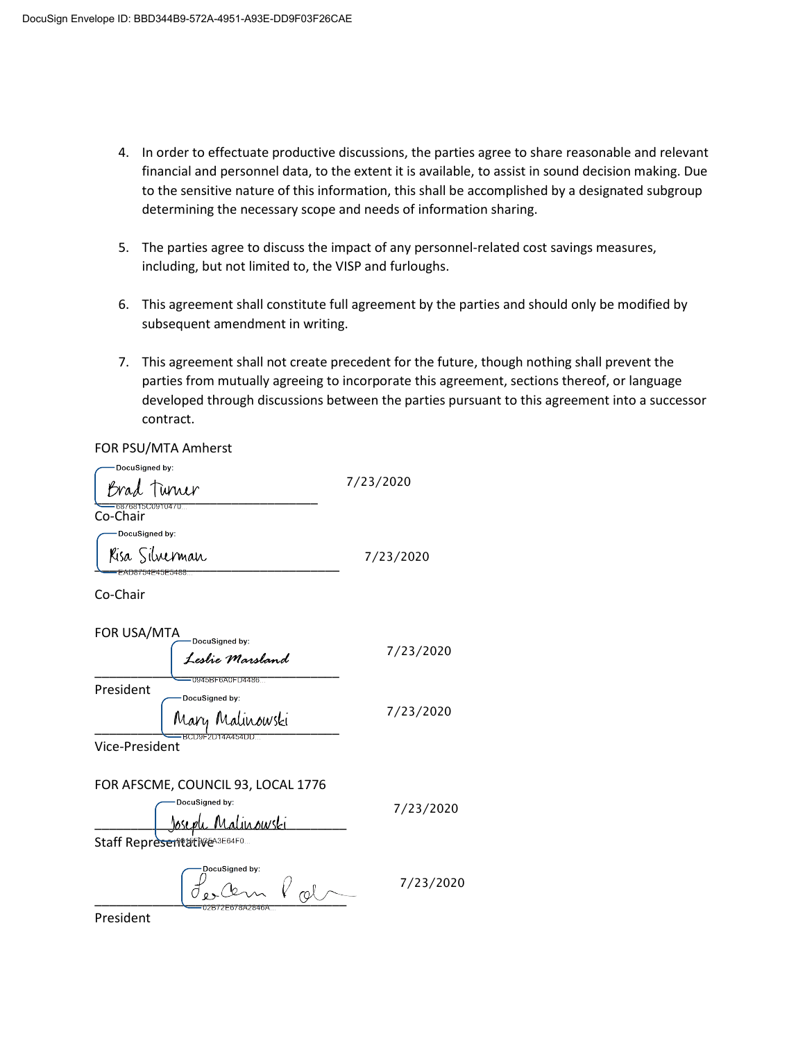4. In order to effectuate productive discussions, the parties agree to share reasonable and relevant financial and personnel data, to the extent it is available, to assist in sound decision making. Due to the sensitive nature of this information, this shall be accomplished by a designated subgroup determining the necessary scope and needs of information sharing.

5. The parties agree to discuss the impact of any personnel-related cost savings measures, including, but not limited to, the VISP and furloughs.

6. This agreement shall constitute full agreement by the parties and should only be modified by subsequent amendment in writing.

7. This agreement shall not create precedent for the future, though nothing shall prevent the parties from mutually agreeing to incorporate this agreement, sections thereof, or language developed through discussions between the parties pursuant to this agreement into a successor contract.

FOR PSU/MTA Amherst

DocuSigned by: Brad Turner — 7/23/2020
6876815C0910470...
Co-Chair

DocuSigned by: Risa Silverman — 7/23/2020
EAD8754E45E5488...
Co-Chair

FOR USA/MTA

DocuSigned by: Leslie Marsland — 7/23/2020
0945BF6A0FD4496...
President

DocuSigned by: Mary Malinowski — 7/23/2020
BCD9F2D14A454DD...
Vice-President

FOR AFSCME, COUNCIL 93, LOCAL 1776

DocuSigned by: Joseph Malinowski — 7/23/2020
...A3E64F0...
Staff Representative

DocuSigned by: [signature] — 7/23/2020
02B72E678A2846A...
President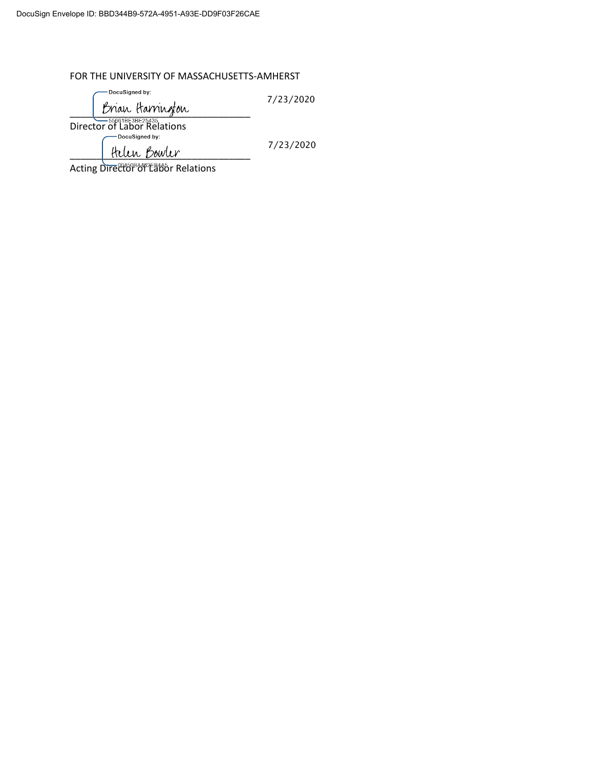DocuSign Envelope ID: BBD344B9-572A-4951-A93E-DD9F03F26CAE

FOR THE UNIVERSITY OF MASSACHUSETTS-AMHERST

DocuSigned by:
Brian Harrington
55661BE3BE25435
___________________________________ 7/23/2020

Director of Labor Relations

DocuSigned by:
Helen Bowler
00450BA462EB4A5
___________________________________ 7/23/2020

Acting Director of Labor Relations